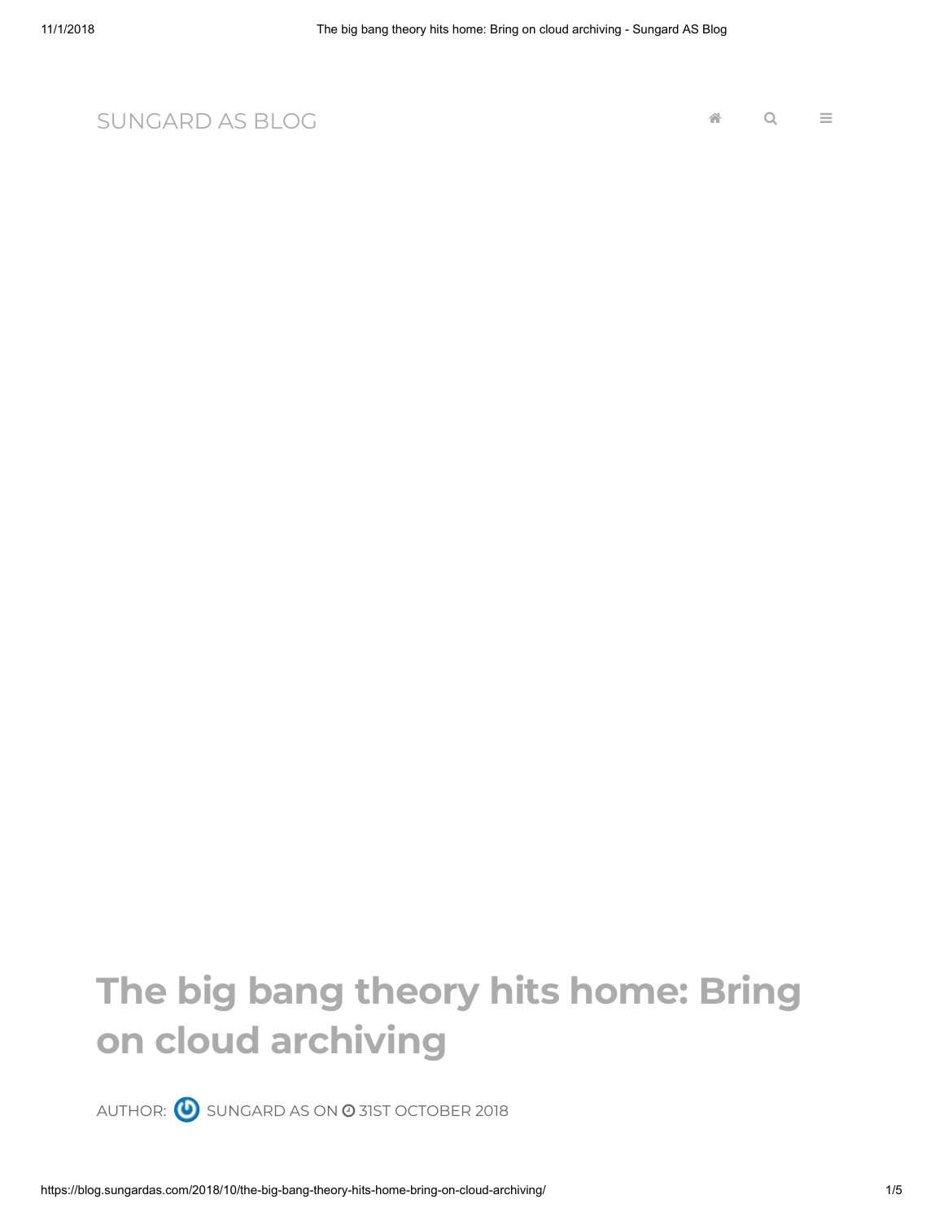SUNGARD AS BLOG

# The big bang theory hits home: Bring on cloud archiving

AUTHOR: SUNGARD AS ON 31ST OCTOBER 2018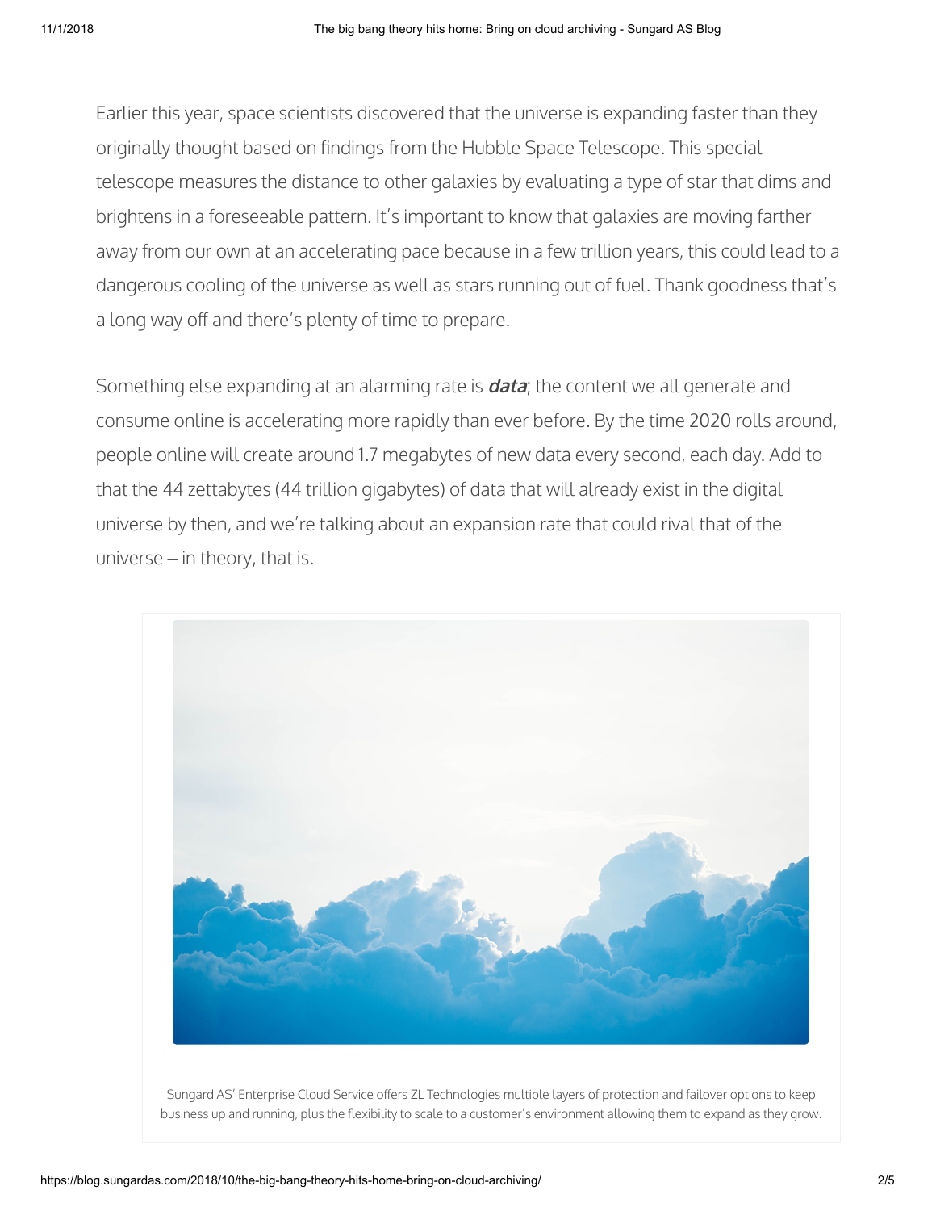Earlier this year, space scientists discovered that the universe is expanding faster than they originally thought based on findings from the Hubble Space Telescope. This special telescope measures the distance to other galaxies by evaluating a type of star that dims and brightens in a foreseeable pattern. It's important to know that galaxies are moving farther away from our own at an accelerating pace because in a few trillion years, this could lead to a dangerous cooling of the universe as well as stars running out of fuel. Thank goodness that's a long way off and there's plenty of time to prepare.

Something else expanding at an alarming rate is ***data***; the content we all generate and consume online is accelerating more rapidly than ever before. By the time 2020 rolls around, people online will create around 1.7 megabytes of new data every second, each day. Add to that the 44 zettabytes (44 trillion gigabytes) of data that will already exist in the digital universe by then, and we're talking about an expansion rate that could rival that of the universe – in theory, that is.

Sungard AS' Enterprise Cloud Service offers ZL Technologies multiple layers of protection and failover options to keep business up and running, plus the flexibility to scale to a customer's environment allowing them to expand as they grow.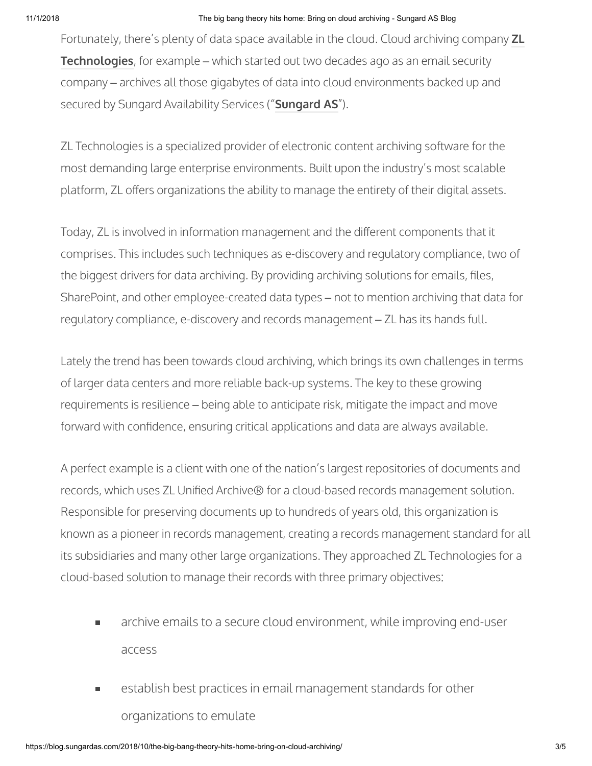Fortunately, there's plenty of data space available in the cloud. Cloud archiving company **ZL Technologies**, for example – which started out two decades ago as an email security company – archives all those gigabytes of data into cloud environments backed up and secured by Sungard Availability Services ("**Sungard AS**").

ZL Technologies is a specialized provider of electronic content archiving software for the most demanding large enterprise environments. Built upon the industry's most scalable platform, ZL offers organizations the ability to manage the entirety of their digital assets.

Today, ZL is involved in information management and the different components that it comprises. This includes such techniques as e-discovery and regulatory compliance, two of the biggest drivers for data archiving. By providing archiving solutions for emails, files, SharePoint, and other employee-created data types – not to mention archiving that data for regulatory compliance, e-discovery and records management – ZL has its hands full.

Lately the trend has been towards cloud archiving, which brings its own challenges in terms of larger data centers and more reliable back-up systems. The key to these growing requirements is resilience – being able to anticipate risk, mitigate the impact and move forward with confidence, ensuring critical applications and data are always available.

A perfect example is a client with one of the nation's largest repositories of documents and records, which uses ZL Unified Archive® for a cloud-based records management solution. Responsible for preserving documents up to hundreds of years old, this organization is known as a pioneer in records management, creating a records management standard for all its subsidiaries and many other large organizations. They approached ZL Technologies for a cloud-based solution to manage their records with three primary objectives:

- archive emails to a secure cloud environment, while improving end-user access
- establish best practices in email management standards for other organizations to emulate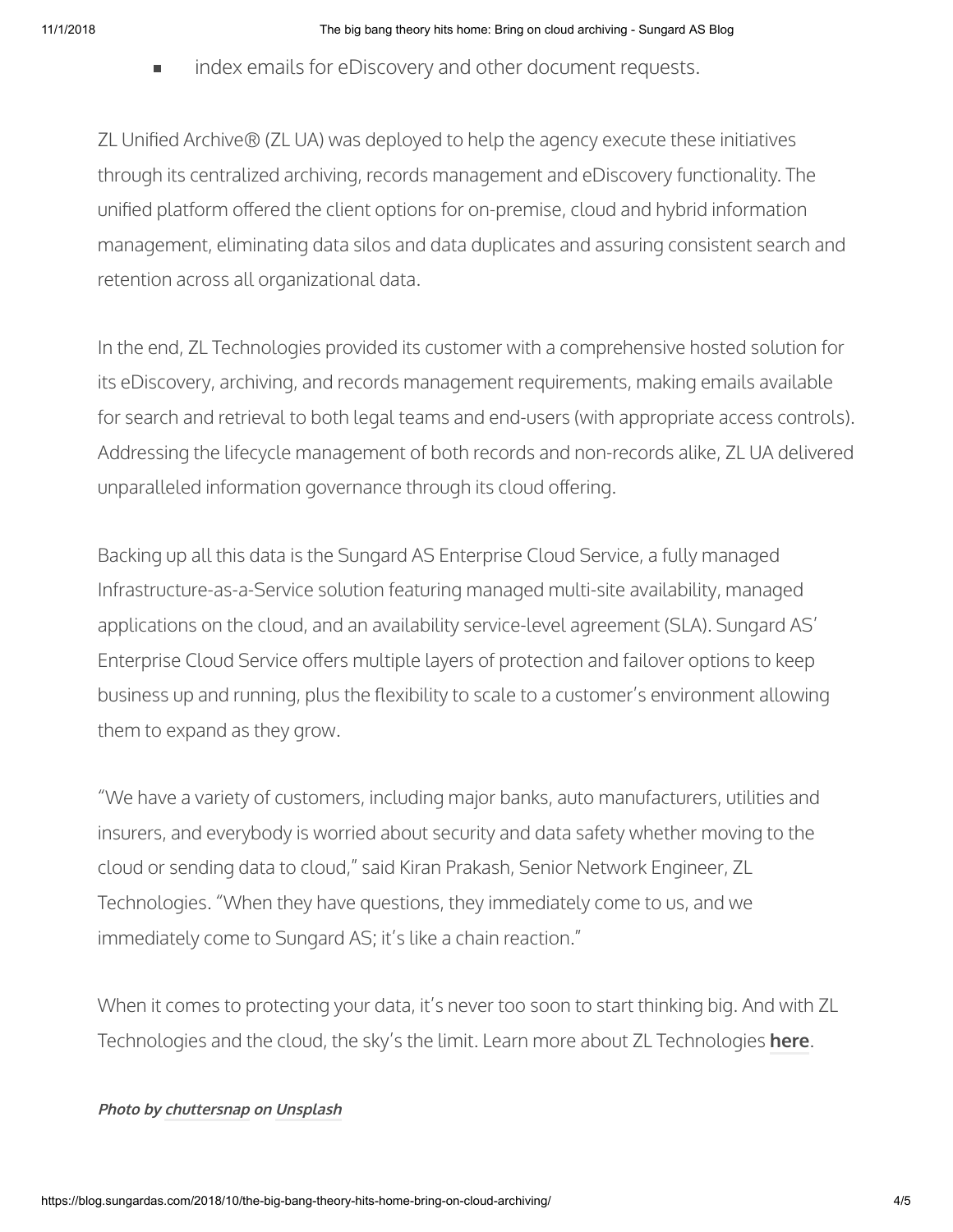- index emails for eDiscovery and other document requests.

ZL Unified Archive® (ZL UA) was deployed to help the agency execute these initiatives through its centralized archiving, records management and eDiscovery functionality. The unified platform offered the client options for on-premise, cloud and hybrid information management, eliminating data silos and data duplicates and assuring consistent search and retention across all organizational data.

In the end, ZL Technologies provided its customer with a comprehensive hosted solution for its eDiscovery, archiving, and records management requirements, making emails available for search and retrieval to both legal teams and end-users (with appropriate access controls). Addressing the lifecycle management of both records and non-records alike, ZL UA delivered unparalleled information governance through its cloud offering.

Backing up all this data is the Sungard AS Enterprise Cloud Service, a fully managed Infrastructure-as-a-Service solution featuring managed multi-site availability, managed applications on the cloud, and an availability service-level agreement (SLA). Sungard AS' Enterprise Cloud Service offers multiple layers of protection and failover options to keep business up and running, plus the flexibility to scale to a customer's environment allowing them to expand as they grow.

"We have a variety of customers, including major banks, auto manufacturers, utilities and insurers, and everybody is worried about security and data safety whether moving to the cloud or sending data to cloud," said Kiran Prakash, Senior Network Engineer, ZL Technologies. "When they have questions, they immediately come to us, and we immediately come to Sungard AS; it's like a chain reaction."

When it comes to protecting your data, it's never too soon to start thinking big. And with ZL Technologies and the cloud, the sky's the limit. Learn more about ZL Technologies **here**.

***Photo by chuttersnap on Unsplash***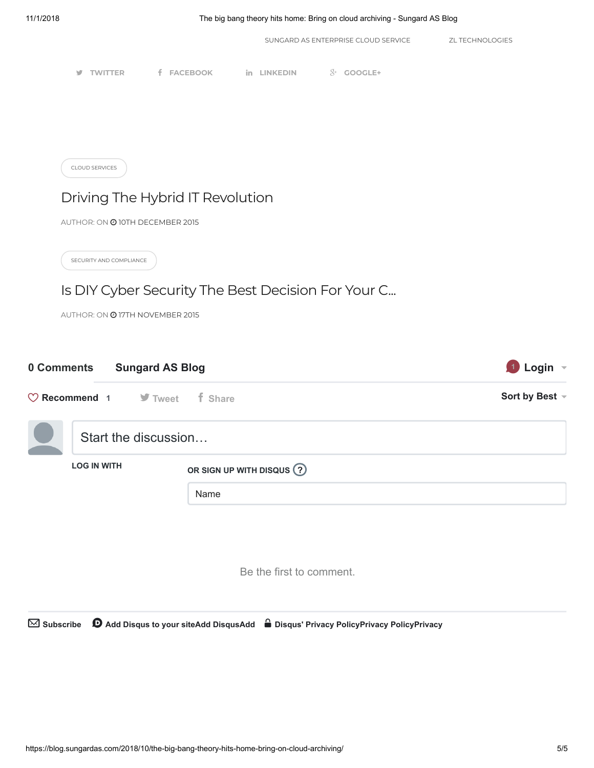SUNGARD AS ENTERPRISE CLOUD SERVICE    ZL TECHNOLOGIES

TWITTER    FACEBOOK    LINKEDIN    GOOGLE+

CLOUD SERVICES

## Driving The Hybrid IT Revolution

AUTHOR: ON 10TH DECEMBER 2015

SECURITY AND COMPLIANCE

## Is DIY Cyber Security The Best Decision For Your C...

AUTHOR: ON 17TH NOVEMBER 2015

**0 Comments**    **Sungard AS Blog**    1 **Login**

**Recommend** 1    Tweet    Share    **Sort by Best**

Start the discussion…

**LOG IN WITH**

**OR SIGN UP WITH DISQUS** ?

Name

Be the first to comment.

**Subscribe**    **Add Disqus to your siteAdd DisqusAdd**    **Disqus' Privacy PolicyPrivacy PolicyPrivacy**